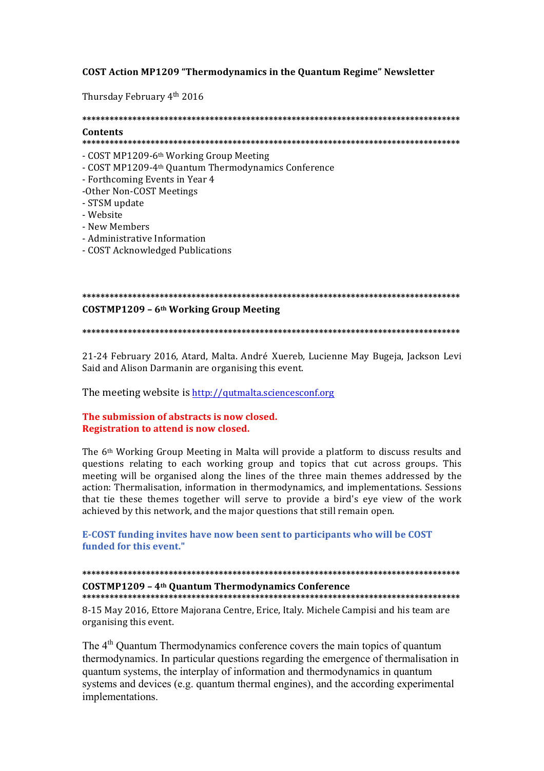**COST Action MP1209 "Thermodynamics in the Quantum Regime" Newsletter**

Thursday February 4th 2016

\*\*\*\*\*\*\*\*\*\*\*\*\*\*\*\*\*\*\*\*\*\*\*\*\*\*\*\*\*\*\*\*\*\*\*\*\*\*\*\*\*\*\*\*\*\*\*\*\*\*\*\*\*\*\*\*\*\*\*\*\*\*\*\*\*\*\*\*\*\*\*\*\*\*\*\*\*\*\*\*\*\*\*

## Contents

\*\*\*\*\*\*\*\*\*\*\*\*\*\*\*\*\*\*\*\*\*\*\*\*\*\*\*\*\*\*\*\*\*\*\*\*\*\*\*\*\*\*\*\*\*\*\*\*\*\*\*\*\*\*\*\*\*\*\*\*\*\*\*\*\*\*\*\*\*\*\*\*\*\*\*\*\*\*\*\*\*\*\*

- COST MP1209-6th Working Group Meeting
- COST MP1209-4th Quantum Thermodynamics Conference
- Forthcoming Events in Year 4
- Other Non-COST Meetings
- STSM update
- Website
- New Members
- Administrative Information
- COST Acknowledged Publications

\*\*\*\*\*\*\*\*\*\*\*\*\*\*\*\*\*\*\*\*\*\*\*\*\*\*\*\*\*\*\*\*\*\*\*\*\*\*\*\*\*\*\*\*\*\*\*\*\*\*\*\*\*\*\*\*\*\*\*\*\*\*\*\*\*\*\*\*\*\*\*\*\*\*\*\*\*\*\*\*\*\*\*

## COSTMP1209 – 6th Working Group Meeting

\*\*\*\*\*\*\*\*\*\*\*\*\*\*\*\*\*\*\*\*\*\*\*\*\*\*\*\*\*\*\*\*\*\*\*\*\*\*\*\*\*\*\*\*\*\*\*\*\*\*\*\*\*\*\*\*\*\*\*\*\*\*\*\*\*\*\*\*\*\*\*\*\*\*\*\*\*\*\*\*\*\*\*

21-24 February 2016, Atard, Malta. André Xuereb, Lucienne May Bugeja, Jackson Levi Said and Alison Darmanin are organising this event.

The meeting website is http://qutmalta.sciencesconf.org

**The submission of abstracts is now closed.**
**Registration to attend is now closed.**

The 6th Working Group Meeting in Malta will provide a platform to discuss results and questions relating to each working group and topics that cut across groups. This meeting will be organised along the lines of the three main themes addressed by the action: Thermalisation, information in thermodynamics, and implementations. Sessions that tie these themes together will serve to provide a bird's eye view of the work achieved by this network, and the major questions that still remain open.

**E-COST funding invites have now been sent to participants who will be COST funded for this event."**

\*\*\*\*\*\*\*\*\*\*\*\*\*\*\*\*\*\*\*\*\*\*\*\*\*\*\*\*\*\*\*\*\*\*\*\*\*\*\*\*\*\*\*\*\*\*\*\*\*\*\*\*\*\*\*\*\*\*\*\*\*\*\*\*\*\*\*\*\*\*\*\*\*\*\*\*\*\*\*\*\*\*\*

## COSTMP1209 – 4th Quantum Thermodynamics Conference

\*\*\*\*\*\*\*\*\*\*\*\*\*\*\*\*\*\*\*\*\*\*\*\*\*\*\*\*\*\*\*\*\*\*\*\*\*\*\*\*\*\*\*\*\*\*\*\*\*\*\*\*\*\*\*\*\*\*\*\*\*\*\*\*\*\*\*\*\*\*\*\*\*\*\*\*\*\*\*\*\*\*\*

8-15 May 2016, Ettore Majorana Centre, Erice, Italy. Michele Campisi and his team are organising this event.

The 4th Quantum Thermodynamics conference covers the main topics of quantum thermodynamics. In particular questions regarding the emergence of thermalisation in quantum systems, the interplay of information and thermodynamics in quantum systems and devices (e.g. quantum thermal engines), and the according experimental implementations.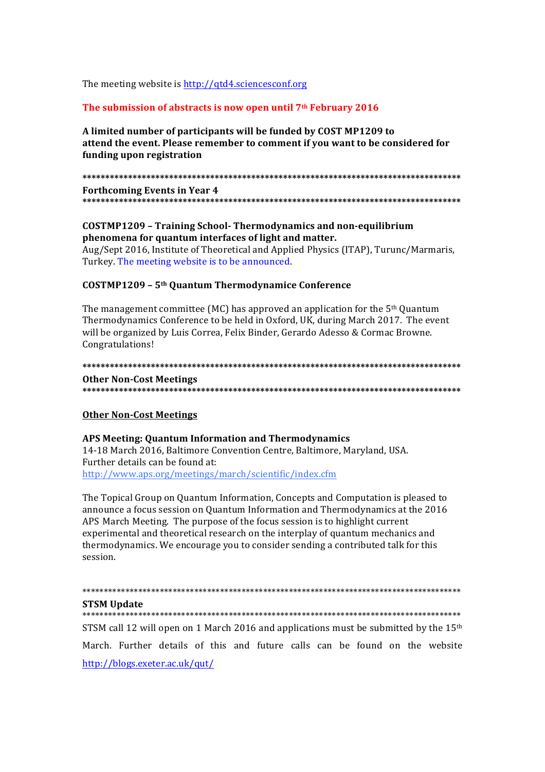The meeting website is http://qtd4.sciencesconf.org

**The submission of abstracts is now open until 7th February 2016**

**A limited number of participants will be funded by COST MP1209 to attend the event. Please remember to comment if you want to be considered for funding upon registration**

************************************************************************************

## Forthcoming Events in Year 4

************************************************************************************

### COSTMP1209 – Training School- Thermodynamics and non-equilibrium phenomena for quantum interfaces of light and matter.

Aug/Sept 2016, Institute of Theoretical and Applied Physics (ITAP), Turunc/Marmaris, Turkey. The meeting website is to be announced.

### COSTMP1209 – 5th Quantum Thermodynamice Conference

The management committee (MC) has approved an application for the 5th Quantum Thermodynamics Conference to be held in Oxford, UK, during March 2017. The event will be organized by Luis Correa, Felix Binder, Gerardo Adesso & Cormac Browne. Congratulations!

************************************************************************************

## Other Non-Cost Meetings

************************************************************************************

**Other Non-Cost Meetings**

### APS Meeting: Quantum Information and Thermodynamics

14-18 March 2016, Baltimore Convention Centre, Baltimore, Maryland, USA.
Further details can be found at:
http://www.aps.org/meetings/march/scientific/index.cfm

The Topical Group on Quantum Information, Concepts and Computation is pleased to announce a focus session on Quantum Information and Thermodynamics at the 2016 APS March Meeting. The purpose of the focus session is to highlight current experimental and theoretical research on the interplay of quantum mechanics and thermodynamics. We encourage you to consider sending a contributed talk for this session.

************************************************************************************

## STSM Update

************************************************************************************

STSM call 12 will open on 1 March 2016 and applications must be submitted by the 15th March. Further details of this and future calls can be found on the website http://blogs.exeter.ac.uk/qut/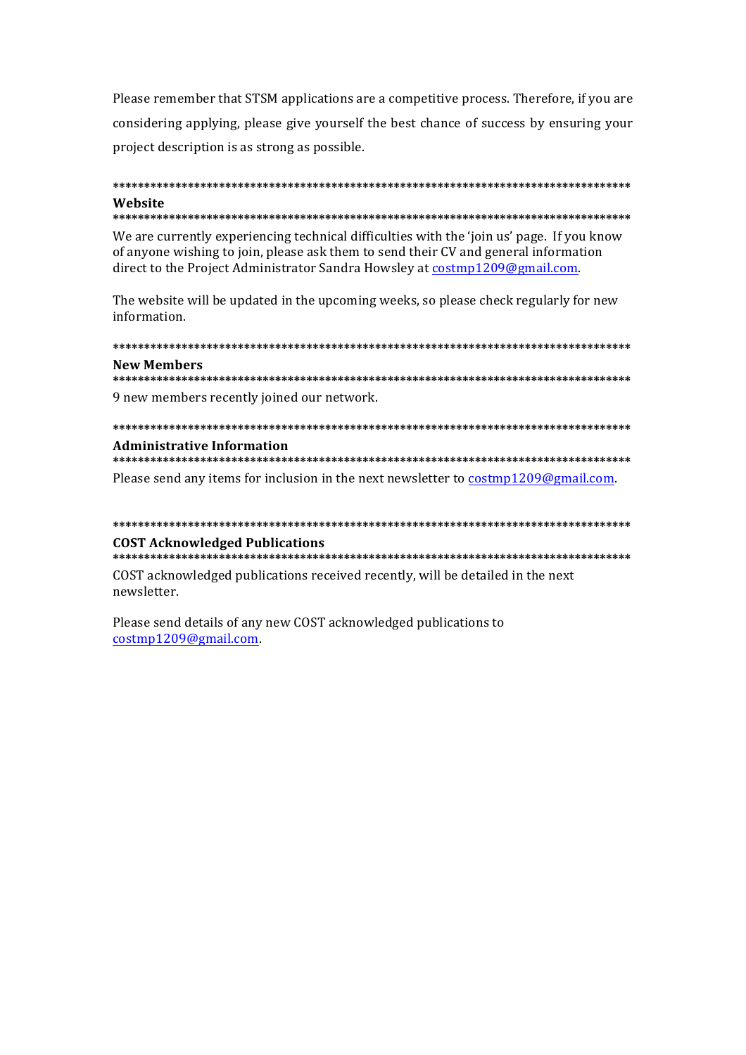Please remember that STSM applications are a competitive process. Therefore, if you are considering applying, please give yourself the best chance of success by ensuring your project description is as strong as possible.

*************************************************************************************

## Website

*************************************************************************************

We are currently experiencing technical difficulties with the 'join us' page. If you know of anyone wishing to join, please ask them to send their CV and general information direct to the Project Administrator Sandra Howsley at costmp1209@gmail.com.

The website will be updated in the upcoming weeks, so please check regularly for new information.

*************************************************************************************

## New Members

*************************************************************************************

9 new members recently joined our network.

*************************************************************************************

## Administrative Information

*************************************************************************************

Please send any items for inclusion in the next newsletter to costmp1209@gmail.com.

*************************************************************************************

## COST Acknowledged Publications

*************************************************************************************

COST acknowledged publications received recently, will be detailed in the next newsletter.

Please send details of any new COST acknowledged publications to costmp1209@gmail.com.